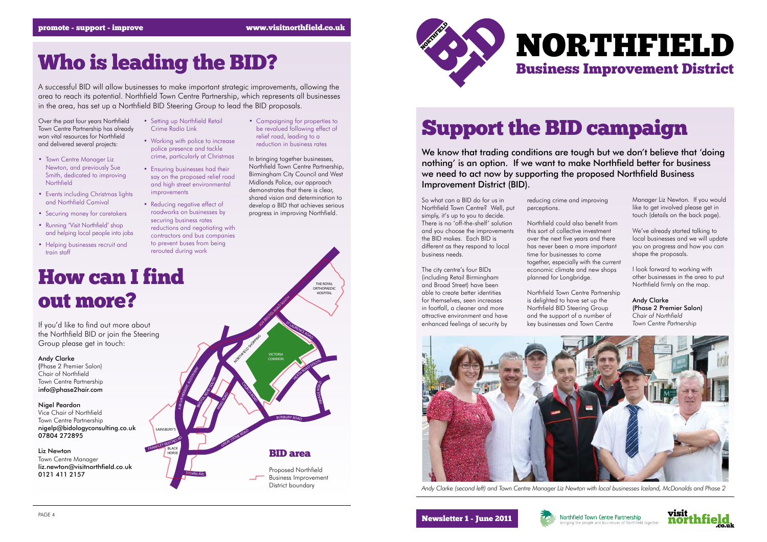# Who is leading the BID?

A successful BID will allow businesses to make important strategic improvements, allowing the area to reach its potential. Northfield Town Centre Partnership, which represents all businesses in the area, has set up a Northfield BID Steering Group to lead the BID proposals.

Over the past four years Northfield Town Centre Partnership has already won vital resources for Northfield and delivered several projects:

- Town Centre Manager Liz Newton, and previously Sue Smith, dedicated to improving Northfield
- Events including Christmas lights and Northfield Carnival
- Securing money for caretakers
- Running 'Visit Northfield' shop and helping local people into jobs
- Helping businesses recruit and train staff
- Setting up Northfield Retail Crime Radio Link
- Working with police to increase police presence and tackle crime, particularly at Christmas
- Ensuring businesses had their say on the proposed relief road and high street environmental improvements
- Reducing negative effect of roadworks on businesses by securing business rates reductions and negotiating with contractors and bus companies to prevent buses from being rerouted during work
- Campaigning for properties to be revalued following effect of relief road, leading to a reduction in business rates

In bringing together businesses, Northfield Town Centre Partnership, Birmingham City Council and West Midlands Police, our approach demonstrates that there is clear, shared vision and determination to develop a BID that achieves serious progress in improving Northfield.

# How can I find out more?

If you'd like to find out more about the Northfield BID or join the Steering Group please get in touch:

**Andy Clarke**
(Phase 2 Premier Salon)
Chair of Northfield
Town Centre Partnership
info@phase2hair.com

**Nigel Peardon**
Vice Chair of Northfield
Town Centre Partnership
nigelp@bidologyconsulting.co.uk
07804 272895

**Liz Newton**
Town Centre Manager
liz.newton@visitnorthfield.co.uk
0121 411 2157

## BID area

Proposed Northfield Business Improvement District boundary

# NORTHFIELD
## Business Improvement District

# Support the BID campaign

We know that trading conditions are tough but we don't believe that 'doing nothing' is an option. If we want to make Northfield better for business we need to act now by supporting the proposed Northfield Business Improvement District (BID).

So what can a BID do for us in Northfield Town Centre? Well, put simply, it's up to you to decide. There is no 'off-the-shelf' solution and you choose the improvements the BID makes. Each BID is different as they respond to local business needs.

The city centre's four BIDs (including Retail Birmingham and Broad Street) have been able to create better identities for themselves, seen increases in footfall, a cleaner and more attractive environment and have enhanced feelings of security by reducing crime and improving perceptions.

Northfield could also benefit from this sort of collective investment over the next five years and there has never been a more important time for businesses to come together, especially with the current economic climate and new shops planned for Longbridge.

Northfield Town Centre Partnership is delighted to have set up the Northfield BID Steering Group and the support of a number of key businesses and Town Centre Manager Liz Newton. If you would like to get involved please get in touch (details on the back page).

We've already started talking to local businesses and we will update you on progress and how you can shape the proposals.

I look forward to working with other businesses in the area to put Northfield firmly on the map.

**Andy Clarke**
**(Phase 2 Premier Salon)**
*Chair of Northfield Town Centre Partnership*

*Andy Clarke (second left) and Town Centre Manager Liz Newton with local businesses Iceland, McDonalds and Phase 2*

**Newsletter 1 - June 2011**

Northfield Town Centre Partnership
bringing the people and businesses of Northfield together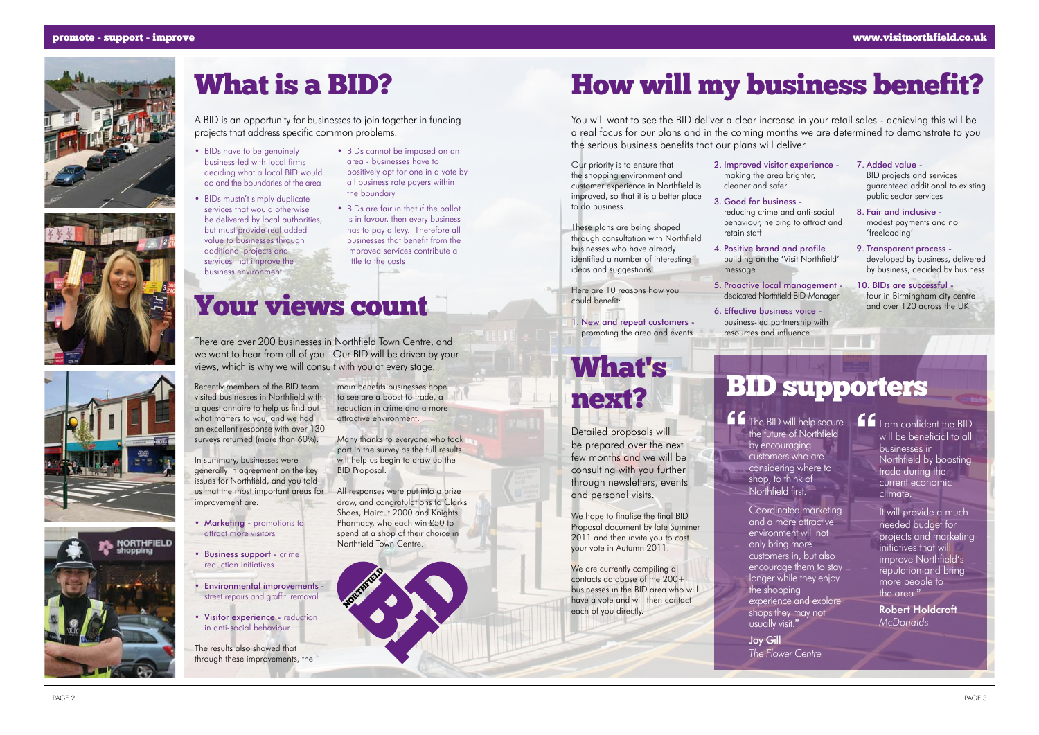# What is a BID?

A BID is an opportunity for businesses to join together in funding projects that address specific common problems.

- BIDs have to be genuinely business-led with local firms deciding what a local BID would do and the boundaries of the area
- BIDs mustn't simply duplicate services that would otherwise be delivered by local authorities, but must provide real added value to businesses through additional projects and services that improve the business environment
- BIDs cannot be imposed on an area - businesses have to positively opt for one in a vote by all business rate payers within the boundary
- BIDs are fair in that if the ballot is in favour, then every business has to pay a levy. Therefore all businesses that benefit from the improved services contribute a little to the costs

# Your views count

There are over 200 businesses in Northfield Town Centre, and we want to hear from all of you. Our BID will be driven by your views, which is why we will consult with you at every stage.

Recently members of the BID team visited businesses in Northfield with a questionnaire to help us find out what matters to you, and we had an excellent response with over 130 surveys returned (more than 60%).

In summary, businesses were generally in agreement on the key issues for Northfield, and you told us that the most important areas for improvement are:

- **Marketing** - promotions to attract more visitors
- **Business support** - crime reduction initiatives
- **Environmental improvements** - street repairs and graffiti removal
- **Visitor experience** - reduction in anti-social behaviour

The results also showed that through these improvements, the main benefits businesses hope to see are a boost to trade, a reduction in crime and a more attractive environment.

Many thanks to everyone who took part in the survey as the full results will help us begin to draw up the BID Proposal.

All responses were put into a prize draw, and congratulations to Clarks Shoes, Haircut 2000 and Knights Pharmacy, who each win £50 to spend at a shop of their choice in Northfield Town Centre.

# How will my business benefit?

You will want to see the BID deliver a clear increase in your retail sales - achieving this will be a real focus for our plans and in the coming months we are determined to demonstrate to you the serious business benefits that our plans will deliver.

Our priority is to ensure that the shopping environment and customer experience in Northfield is improved, so that it is a better place to do business.

These plans are being shaped through consultation with Northfield businesses who have already identified a number of interesting ideas and suggestions.

Here are 10 reasons how you could benefit:

1. **New and repeat customers** - promoting the area and events
2. **Improved visitor experience** - making the area brighter, cleaner and safer
3. **Good for business** - reducing crime and anti-social behaviour, helping to attract and retain staff
4. **Positive brand and profile** building on the 'Visit Northfield' message
5. **Proactive local management** - dedicated Northfield BID Manager
6. **Effective business voice** - business-led partnership with resources and influence
7. **Added value** - BID projects and services guaranteed additional to existing public sector services
8. **Fair and inclusive** - modest payments and no 'freeloading'
9. **Transparent process** - developed by business, delivered by business, decided by business
10. **BIDs are successful** - four in Birmingham city centre and over 120 across the UK

# What's next?

Detailed proposals will be prepared over the next few months and we will be consulting with you further through newsletters, events and personal visits.

We hope to finalise the final BID Proposal document by late Summer 2011 and then invite you to cast your vote in Autumn 2011.

We are currently compiling a contacts database of the 200+ businesses in the BID area who will have a vote and will then contact each of you directly.

# BID supporters

"The BID will help secure the future of Northfield by encouraging customers who are considering where to shop, to think of Northfield first.

Coordinated marketing and a more attractive environment will not only bring more customers in, but also encourage them to stay longer while they enjoy the shopping experience and explore shops they may not usually visit."

**Joy Gill**
*The Flower Centre*

"I am confident the BID will be beneficial to all businesses in Northfield by boosting trade during the current economic climate.

It will provide a much needed budget for projects and marketing initiatives that will improve Northfield's reputation and bring more people to the area."

**Robert Holdcroft**
*McDonalds*